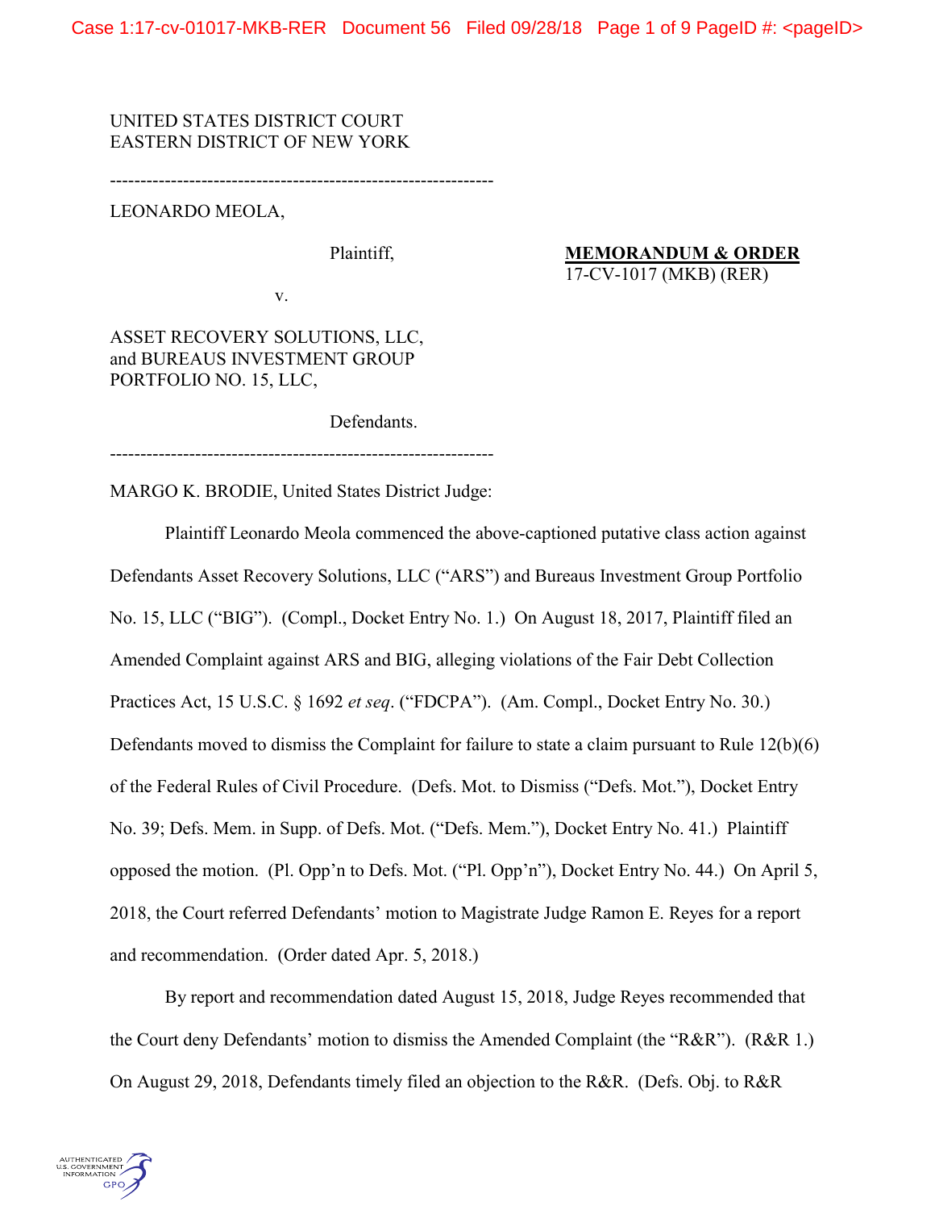UNITED STATES DISTRICT COURT
EASTERN DISTRICT OF NEW YORK

---------------------------------------------------------------

LEONARDO MEOLA,

Plaintiff,

v.

ASSET RECOVERY SOLUTIONS, LLC, and BUREAUS INVESTMENT GROUP PORTFOLIO NO. 15, LLC,

Defendants.

---------------------------------------------------------------

**MEMORANDUM & ORDER**
17-CV-1017 (MKB) (RER)

MARGO K. BRODIE, United States District Judge:

Plaintiff Leonardo Meola commenced the above-captioned putative class action against Defendants Asset Recovery Solutions, LLC ("ARS") and Bureaus Investment Group Portfolio No. 15, LLC ("BIG"). (Compl., Docket Entry No. 1.) On August 18, 2017, Plaintiff filed an Amended Complaint against ARS and BIG, alleging violations of the Fair Debt Collection Practices Act, 15 U.S.C. § 1692 *et seq*. ("FDCPA"). (Am. Compl., Docket Entry No. 30.) Defendants moved to dismiss the Complaint for failure to state a claim pursuant to Rule 12(b)(6) of the Federal Rules of Civil Procedure. (Defs. Mot. to Dismiss ("Defs. Mot."), Docket Entry No. 39; Defs. Mem. in Supp. of Defs. Mot. ("Defs. Mem."), Docket Entry No. 41.) Plaintiff opposed the motion. (Pl. Opp'n to Defs. Mot. ("Pl. Opp'n"), Docket Entry No. 44.) On April 5, 2018, the Court referred Defendants' motion to Magistrate Judge Ramon E. Reyes for a report and recommendation. (Order dated Apr. 5, 2018.)

By report and recommendation dated August 15, 2018, Judge Reyes recommended that the Court deny Defendants' motion to dismiss the Amended Complaint (the "R&R"). (R&R 1.) On August 29, 2018, Defendants timely filed an objection to the R&R. (Defs. Obj. to R&R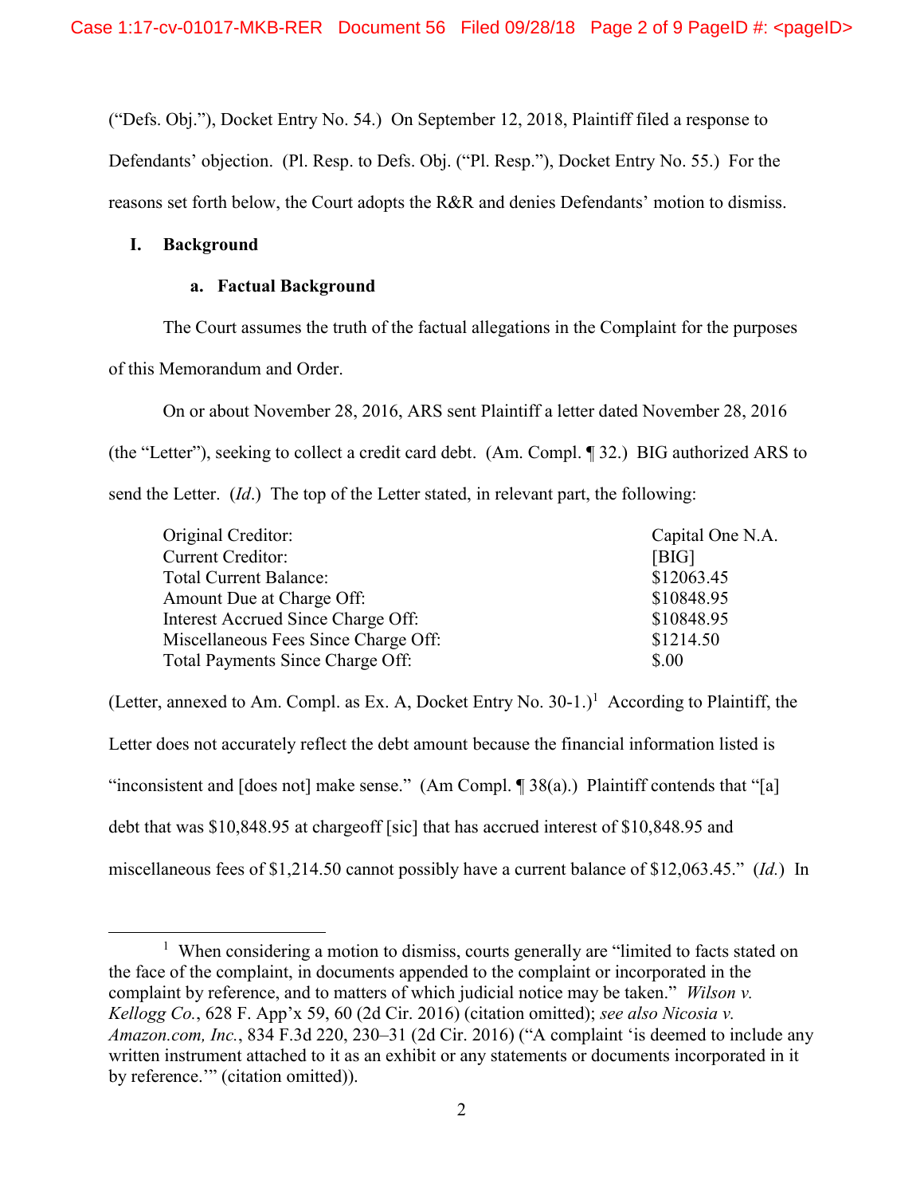("Defs. Obj."), Docket Entry No. 54.) On September 12, 2018, Plaintiff filed a response to Defendants' objection. (Pl. Resp. to Defs. Obj. ("Pl. Resp."), Docket Entry No. 55.) For the reasons set forth below, the Court adopts the R&R and denies Defendants' motion to dismiss.

## I. Background

### a. Factual Background

The Court assumes the truth of the factual allegations in the Complaint for the purposes of this Memorandum and Order.

On or about November 28, 2016, ARS sent Plaintiff a letter dated November 28, 2016 (the "Letter"), seeking to collect a credit card debt. (Am. Compl. ¶ 32.) BIG authorized ARS to send the Letter. (*Id*.) The top of the Letter stated, in relevant part, the following:

| | |
|---|---|
| Original Creditor: | Capital One N.A. |
| Current Creditor: | [BIG] |
| Total Current Balance: | $12063.45 |
| Amount Due at Charge Off: | $10848.95 |
| Interest Accrued Since Charge Off: | $10848.95 |
| Miscellaneous Fees Since Charge Off: | $1214.50 |
| Total Payments Since Charge Off: | $.00 |

(Letter, annexed to Am. Compl. as Ex. A, Docket Entry No. 30-1.)[1] According to Plaintiff, the Letter does not accurately reflect the debt amount because the financial information listed is "inconsistent and [does not] make sense." (Am Compl. ¶ 38(a).) Plaintiff contends that "[a] debt that was $10,848.95 at chargeoff [sic] that has accrued interest of $10,848.95 and miscellaneous fees of $1,214.50 cannot possibly have a current balance of $12,063.45." (*Id.*) In

[1] When considering a motion to dismiss, courts generally are "limited to facts stated on the face of the complaint, in documents appended to the complaint or incorporated in the complaint by reference, and to matters of which judicial notice may be taken." *Wilson v. Kellogg Co.*, 628 F. App'x 59, 60 (2d Cir. 2016) (citation omitted); *see also Nicosia v. Amazon.com, Inc.*, 834 F.3d 220, 230–31 (2d Cir. 2016) ("A complaint 'is deemed to include any written instrument attached to it as an exhibit or any statements or documents incorporated in it by reference.'" (citation omitted)).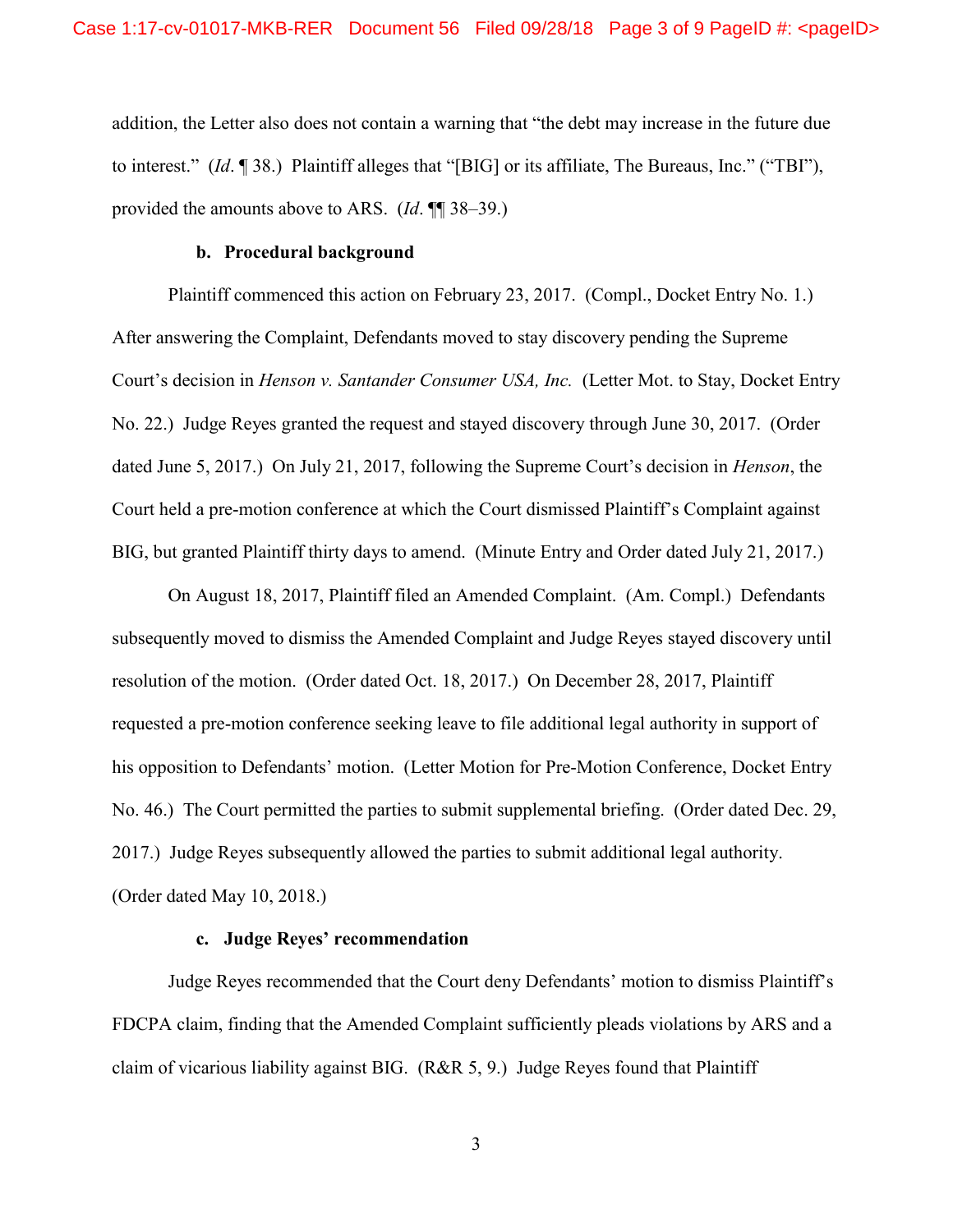addition, the Letter also does not contain a warning that "the debt may increase in the future due to interest." (*Id*. ¶ 38.) Plaintiff alleges that "[BIG] or its affiliate, The Bureaus, Inc." ("TBI"), provided the amounts above to ARS. (*Id*. ¶¶ 38–39.)

### b. Procedural background

Plaintiff commenced this action on February 23, 2017. (Compl., Docket Entry No. 1.) After answering the Complaint, Defendants moved to stay discovery pending the Supreme Court's decision in *Henson v. Santander Consumer USA, Inc.* (Letter Mot. to Stay, Docket Entry No. 22.) Judge Reyes granted the request and stayed discovery through June 30, 2017. (Order dated June 5, 2017.) On July 21, 2017, following the Supreme Court's decision in *Henson*, the Court held a pre-motion conference at which the Court dismissed Plaintiff's Complaint against BIG, but granted Plaintiff thirty days to amend. (Minute Entry and Order dated July 21, 2017.)

On August 18, 2017, Plaintiff filed an Amended Complaint. (Am. Compl.) Defendants subsequently moved to dismiss the Amended Complaint and Judge Reyes stayed discovery until resolution of the motion. (Order dated Oct. 18, 2017.) On December 28, 2017, Plaintiff requested a pre-motion conference seeking leave to file additional legal authority in support of his opposition to Defendants' motion. (Letter Motion for Pre-Motion Conference, Docket Entry No. 46.) The Court permitted the parties to submit supplemental briefing. (Order dated Dec. 29, 2017.) Judge Reyes subsequently allowed the parties to submit additional legal authority. (Order dated May 10, 2018.)

### c. Judge Reyes' recommendation

Judge Reyes recommended that the Court deny Defendants' motion to dismiss Plaintiff's FDCPA claim, finding that the Amended Complaint sufficiently pleads violations by ARS and a claim of vicarious liability against BIG. (R&R 5, 9.) Judge Reyes found that Plaintiff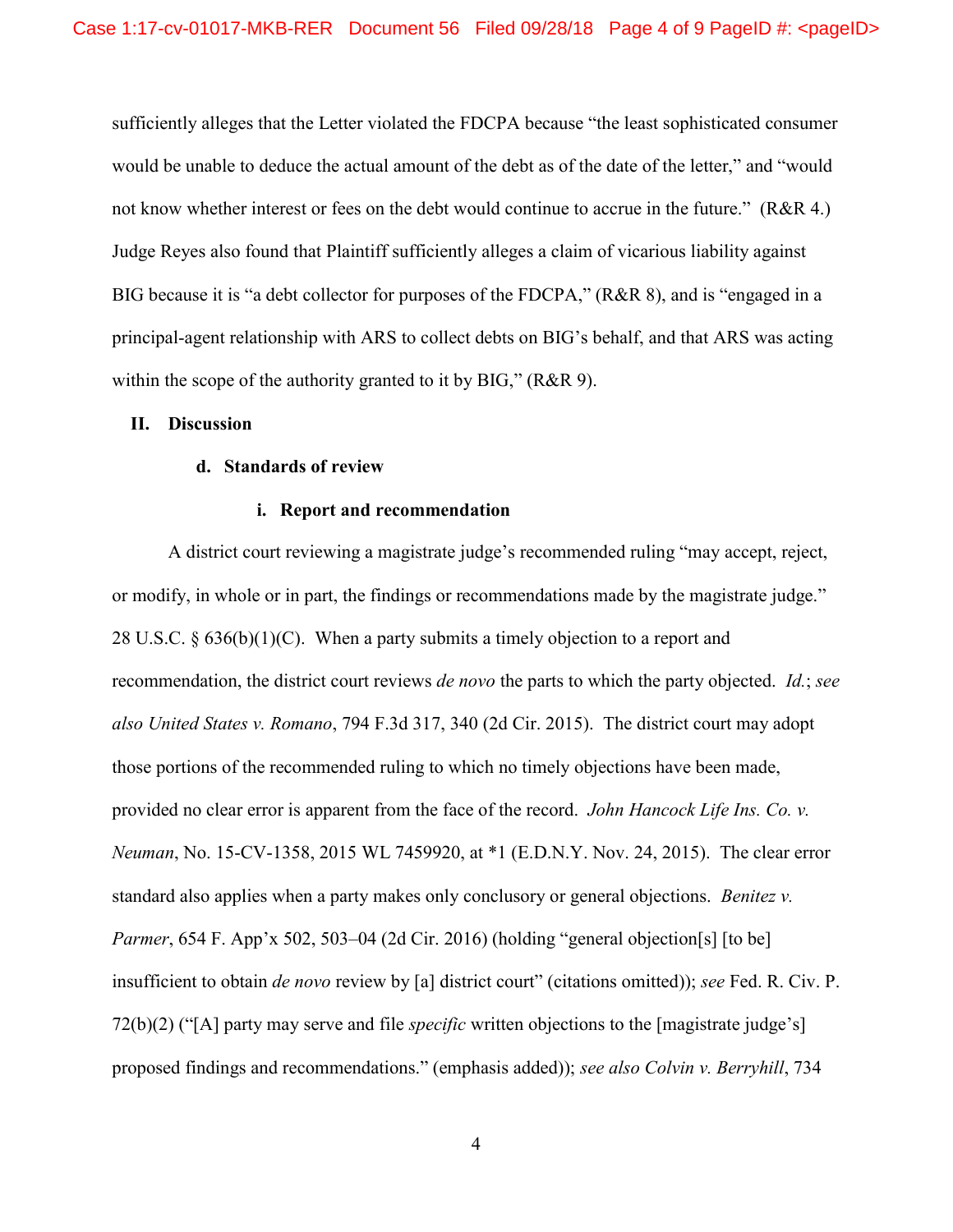sufficiently alleges that the Letter violated the FDCPA because "the least sophisticated consumer would be unable to deduce the actual amount of the debt as of the date of the letter," and "would not know whether interest or fees on the debt would continue to accrue in the future." (R&R 4.) Judge Reyes also found that Plaintiff sufficiently alleges a claim of vicarious liability against BIG because it is "a debt collector for purposes of the FDCPA," (R&R 8), and is "engaged in a principal-agent relationship with ARS to collect debts on BIG's behalf, and that ARS was acting within the scope of the authority granted to it by BIG," (R&R 9).

## II. Discussion

### d. Standards of review

#### i. Report and recommendation

A district court reviewing a magistrate judge's recommended ruling "may accept, reject, or modify, in whole or in part, the findings or recommendations made by the magistrate judge." 28 U.S.C. § 636(b)(1)(C). When a party submits a timely objection to a report and recommendation, the district court reviews *de novo* the parts to which the party objected. *Id.*; *see also United States v. Romano*, 794 F.3d 317, 340 (2d Cir. 2015). The district court may adopt those portions of the recommended ruling to which no timely objections have been made, provided no clear error is apparent from the face of the record. *John Hancock Life Ins. Co. v. Neuman*, No. 15-CV-1358, 2015 WL 7459920, at *1 (E.D.N.Y. Nov. 24, 2015). The clear error standard also applies when a party makes only conclusory or general objections. *Benitez v. Parmer*, 654 F. App'x 502, 503–04 (2d Cir. 2016) (holding "general objection[s] [to be] insufficient to obtain *de novo* review by [a] district court" (citations omitted)); *see* Fed. R. Civ. P. 72(b)(2) ("[A] party may serve and file *specific* written objections to the [magistrate judge's] proposed findings and recommendations." (emphasis added)); *see also Colvin v. Berryhill*, 734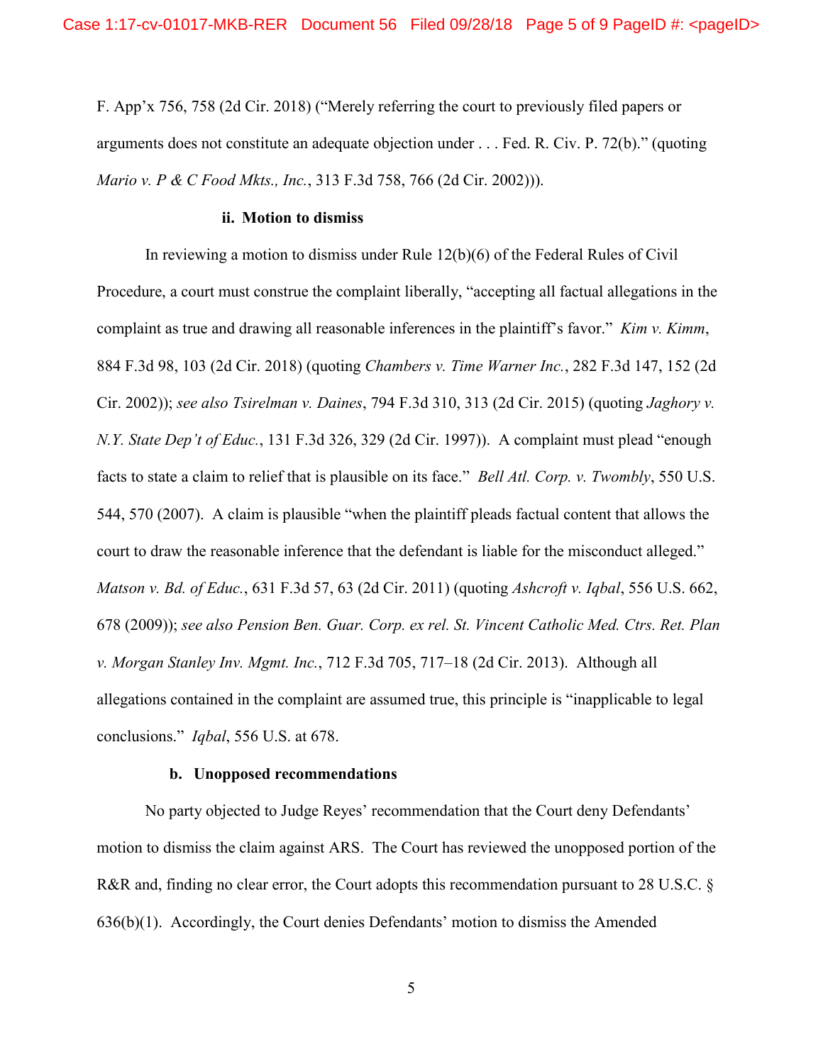F. App'x 756, 758 (2d Cir. 2018) ("Merely referring the court to previously filed papers or arguments does not constitute an adequate objection under . . . Fed. R. Civ. P. 72(b)." (quoting *Mario v. P & C Food Mkts., Inc.*, 313 F.3d 758, 766 (2d Cir. 2002))).

#### ii. Motion to dismiss

In reviewing a motion to dismiss under Rule 12(b)(6) of the Federal Rules of Civil Procedure, a court must construe the complaint liberally, "accepting all factual allegations in the complaint as true and drawing all reasonable inferences in the plaintiff's favor." *Kim v. Kimm*, 884 F.3d 98, 103 (2d Cir. 2018) (quoting *Chambers v. Time Warner Inc.*, 282 F.3d 147, 152 (2d Cir. 2002)); *see also Tsirelman v. Daines*, 794 F.3d 310, 313 (2d Cir. 2015) (quoting *Jaghory v. N.Y. State Dep't of Educ.*, 131 F.3d 326, 329 (2d Cir. 1997)). A complaint must plead "enough facts to state a claim to relief that is plausible on its face." *Bell Atl. Corp. v. Twombly*, 550 U.S. 544, 570 (2007). A claim is plausible "when the plaintiff pleads factual content that allows the court to draw the reasonable inference that the defendant is liable for the misconduct alleged." *Matson v. Bd. of Educ.*, 631 F.3d 57, 63 (2d Cir. 2011) (quoting *Ashcroft v. Iqbal*, 556 U.S. 662, 678 (2009)); *see also Pension Ben. Guar. Corp. ex rel. St. Vincent Catholic Med. Ctrs. Ret. Plan v. Morgan Stanley Inv. Mgmt. Inc.*, 712 F.3d 705, 717–18 (2d Cir. 2013). Although all allegations contained in the complaint are assumed true, this principle is "inapplicable to legal conclusions." *Iqbal*, 556 U.S. at 678.

### b. Unopposed recommendations

No party objected to Judge Reyes' recommendation that the Court deny Defendants' motion to dismiss the claim against ARS. The Court has reviewed the unopposed portion of the R&R and, finding no clear error, the Court adopts this recommendation pursuant to 28 U.S.C. § 636(b)(1). Accordingly, the Court denies Defendants' motion to dismiss the Amended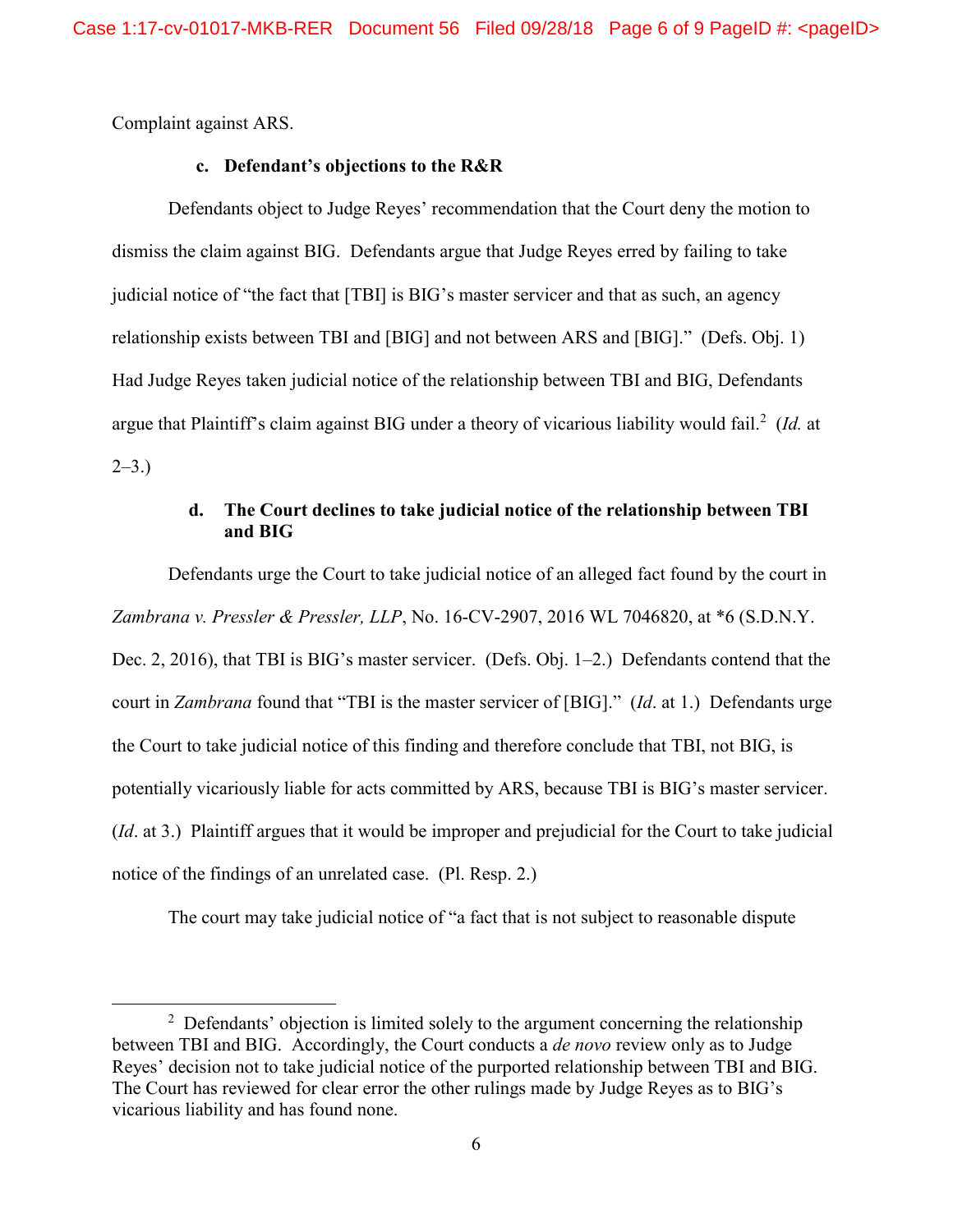Complaint against ARS.

**c. Defendant's objections to the R&R**

Defendants object to Judge Reyes' recommendation that the Court deny the motion to dismiss the claim against BIG. Defendants argue that Judge Reyes erred by failing to take judicial notice of "the fact that [TBI] is BIG's master servicer and that as such, an agency relationship exists between TBI and [BIG] and not between ARS and [BIG]." (Defs. Obj. 1) Had Judge Reyes taken judicial notice of the relationship between TBI and BIG, Defendants argue that Plaintiff's claim against BIG under a theory of vicarious liability would fail.[2] (*Id.* at 2–3.)

**d. The Court declines to take judicial notice of the relationship between TBI and BIG**

Defendants urge the Court to take judicial notice of an alleged fact found by the court in *Zambrana v. Pressler & Pressler, LLP*, No. 16-CV-2907, 2016 WL 7046820, at *6 (S.D.N.Y. Dec. 2, 2016), that TBI is BIG's master servicer. (Defs. Obj. 1–2.) Defendants contend that the court in *Zambrana* found that "TBI is the master servicer of [BIG]." (*Id*. at 1.) Defendants urge the Court to take judicial notice of this finding and therefore conclude that TBI, not BIG, is potentially vicariously liable for acts committed by ARS, because TBI is BIG's master servicer. (*Id*. at 3.) Plaintiff argues that it would be improper and prejudicial for the Court to take judicial notice of the findings of an unrelated case. (Pl. Resp. 2.)

The court may take judicial notice of "a fact that is not subject to reasonable dispute

---

[2] Defendants' objection is limited solely to the argument concerning the relationship between TBI and BIG. Accordingly, the Court conducts a *de novo* review only as to Judge Reyes' decision not to take judicial notice of the purported relationship between TBI and BIG. The Court has reviewed for clear error the other rulings made by Judge Reyes as to BIG's vicarious liability and has found none.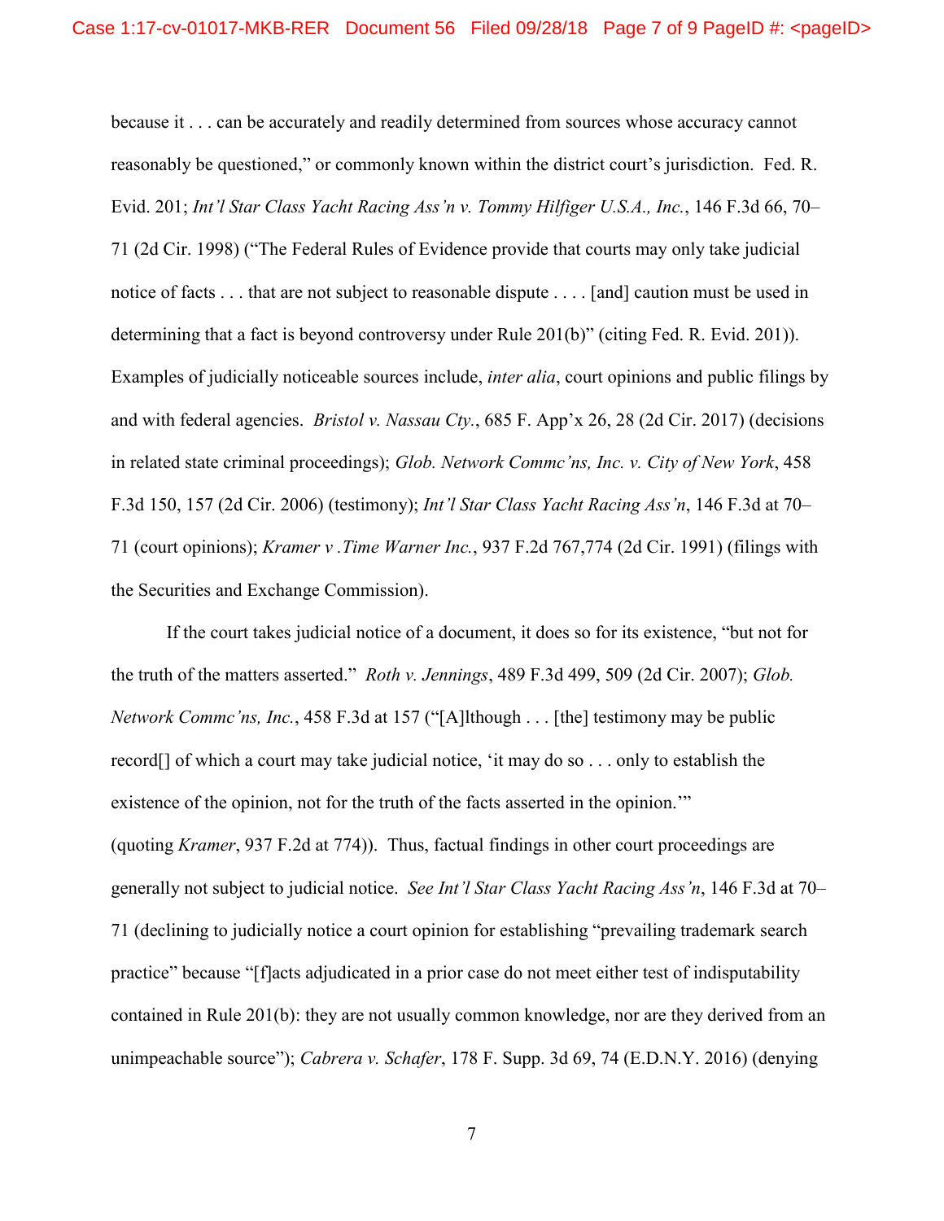because it . . . can be accurately and readily determined from sources whose accuracy cannot reasonably be questioned," or commonly known within the district court's jurisdiction. Fed. R. Evid. 201; *Int'l Star Class Yacht Racing Ass'n v. Tommy Hilfiger U.S.A., Inc.*, 146 F.3d 66, 70–71 (2d Cir. 1998) ("The Federal Rules of Evidence provide that courts may only take judicial notice of facts . . . that are not subject to reasonable dispute . . . . [and] caution must be used in determining that a fact is beyond controversy under Rule 201(b)" (citing Fed. R. Evid. 201)). Examples of judicially noticeable sources include, *inter alia*, court opinions and public filings by and with federal agencies. *Bristol v. Nassau Cty.*, 685 F. App'x 26, 28 (2d Cir. 2017) (decisions in related state criminal proceedings); *Glob. Network Commc'ns, Inc. v. City of New York*, 458 F.3d 150, 157 (2d Cir. 2006) (testimony); *Int'l Star Class Yacht Racing Ass'n*, 146 F.3d at 70–71 (court opinions); *Kramer v .Time Warner Inc.*, 937 F.2d 767,774 (2d Cir. 1991) (filings with the Securities and Exchange Commission).

If the court takes judicial notice of a document, it does so for its existence, "but not for the truth of the matters asserted." *Roth v. Jennings*, 489 F.3d 499, 509 (2d Cir. 2007); *Glob. Network Commc'ns, Inc.*, 458 F.3d at 157 ("[A]lthough . . . [the] testimony may be public record[] of which a court may take judicial notice, 'it may do so . . . only to establish the existence of the opinion, not for the truth of the facts asserted in the opinion.'" (quoting *Kramer*, 937 F.2d at 774)). Thus, factual findings in other court proceedings are generally not subject to judicial notice. *See Int'l Star Class Yacht Racing Ass'n*, 146 F.3d at 70–71 (declining to judicially notice a court opinion for establishing "prevailing trademark search practice" because "[f]acts adjudicated in a prior case do not meet either test of indisputability contained in Rule 201(b): they are not usually common knowledge, nor are they derived from an unimpeachable source"); *Cabrera v. Schafer*, 178 F. Supp. 3d 69, 74 (E.D.N.Y. 2016) (denying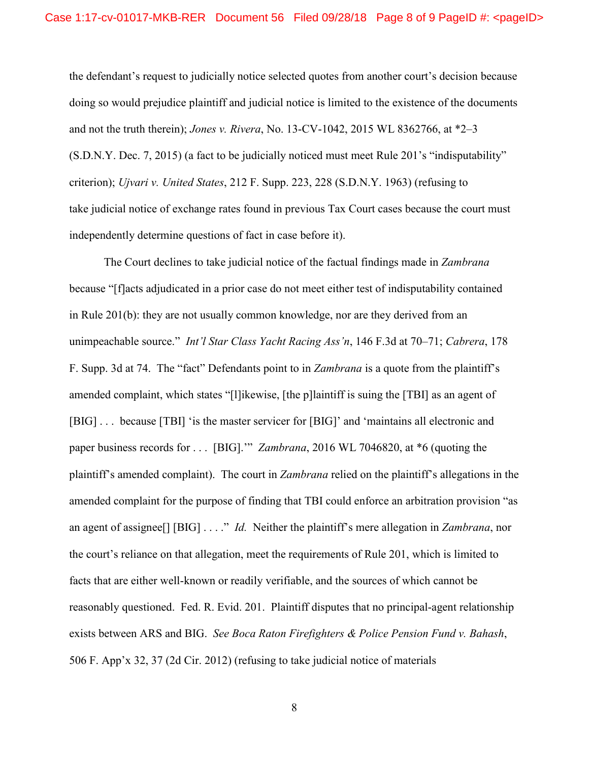the defendant's request to judicially notice selected quotes from another court's decision because doing so would prejudice plaintiff and judicial notice is limited to the existence of the documents and not the truth therein); *Jones v. Rivera*, No. 13-CV-1042, 2015 WL 8362766, at *2–3 (S.D.N.Y. Dec. 7, 2015) (a fact to be judicially noticed must meet Rule 201's "indisputability" criterion); *Ujvari v. United States*, 212 F. Supp. 223, 228 (S.D.N.Y. 1963) (refusing to take judicial notice of exchange rates found in previous Tax Court cases because the court must independently determine questions of fact in case before it).

The Court declines to take judicial notice of the factual findings made in *Zambrana* because "[f]acts adjudicated in a prior case do not meet either test of indisputability contained in Rule 201(b): they are not usually common knowledge, nor are they derived from an unimpeachable source." *Int'l Star Class Yacht Racing Ass'n*, 146 F.3d at 70–71; *Cabrera*, 178 F. Supp. 3d at 74. The "fact" Defendants point to in *Zambrana* is a quote from the plaintiff's amended complaint, which states "[l]ikewise, [the p]laintiff is suing the [TBI] as an agent of [BIG] . . . because [TBI] 'is the master servicer for [BIG]' and 'maintains all electronic and paper business records for . . . [BIG].'" *Zambrana*, 2016 WL 7046820, at *6 (quoting the plaintiff's amended complaint). The court in *Zambrana* relied on the plaintiff's allegations in the amended complaint for the purpose of finding that TBI could enforce an arbitration provision "as an agent of assignee[] [BIG] . . . ." *Id.* Neither the plaintiff's mere allegation in *Zambrana*, nor the court's reliance on that allegation, meet the requirements of Rule 201, which is limited to facts that are either well-known or readily verifiable, and the sources of which cannot be reasonably questioned. Fed. R. Evid. 201. Plaintiff disputes that no principal-agent relationship exists between ARS and BIG. *See Boca Raton Firefighters & Police Pension Fund v. Bahash*, 506 F. App'x 32, 37 (2d Cir. 2012) (refusing to take judicial notice of materials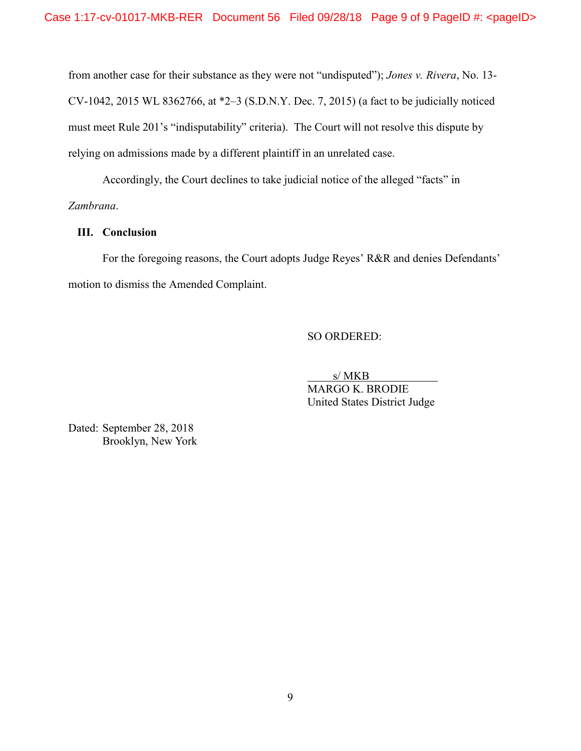from another case for their substance as they were not "undisputed"); *Jones v. Rivera*, No. 13-CV-1042, 2015 WL 8362766, at *2–3 (S.D.N.Y. Dec. 7, 2015) (a fact to be judicially noticed must meet Rule 201's "indisputability" criteria). The Court will not resolve this dispute by relying on admissions made by a different plaintiff in an unrelated case.

Accordingly, the Court declines to take judicial notice of the alleged "facts" in *Zambrana*.

## III. Conclusion

For the foregoing reasons, the Court adopts Judge Reyes' R&R and denies Defendants' motion to dismiss the Amended Complaint.

SO ORDERED:

s/ MKB
MARGO K. BRODIE
United States District Judge

Dated: September 28, 2018
Brooklyn, New York